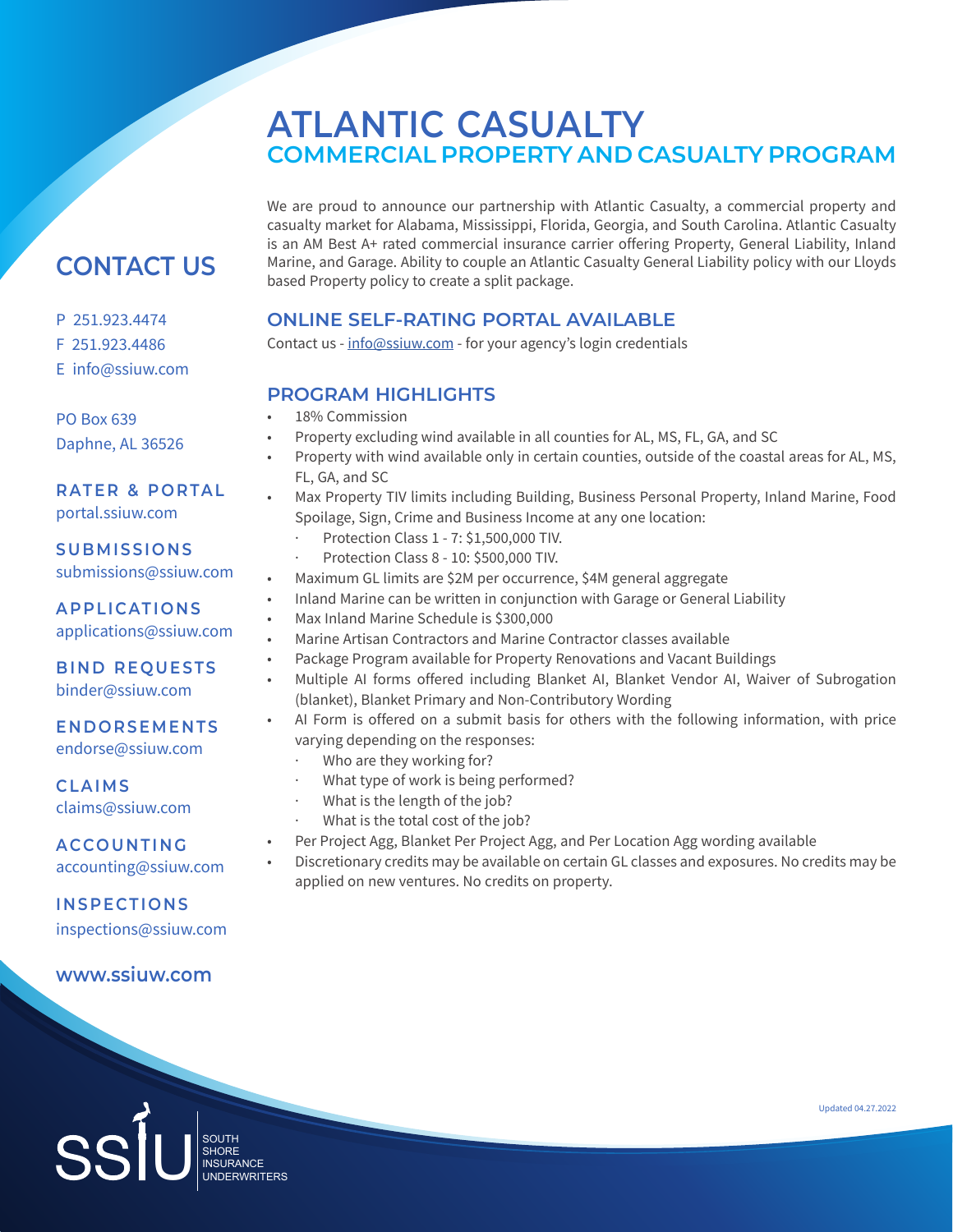# ATLANTIC CASUALTY

## COMMERCIAL PROPERTY AND CASUALTY PROGRAM

We are proud to announce our partnership with Atlantic Casualty, a commercial property and casualty market for Alabama, Mississippi, Florida, Georgia, and South Carolina. Atlantic Casualty is an AM Best A+ rated commercial insurance carrier offering Property, General Liability, Inland Marine, and Garage. Ability to couple an Atlantic Casualty General Liability policy with our Lloyds based Property policy to create a split package.

### ONLINE SELF-RATING PORTAL AVAILABLE

Contact us - info@ssiuw.com - for your agency's login credentials

### PROGRAM HIGHLIGHTS

- 18% Commission
- Property excluding wind available in all counties for AL, MS, FL, GA, and SC
- Property with wind available only in certain counties, outside of the coastal areas for AL, MS, FL, GA, and SC
- Max Property TIV limits including Building, Business Personal Property, Inland Marine, Food Spoilage, Sign, Crime and Business Income at any one location:
  - Protection Class 1 - 7: $1,500,000 TIV.
  - Protection Class 8 - 10: $500,000 TIV.
- Maximum GL limits are $2M per occurrence, $4M general aggregate
- Inland Marine can be written in conjunction with Garage or General Liability
- Max Inland Marine Schedule is $300,000
- Marine Artisan Contractors and Marine Contractor classes available
- Package Program available for Property Renovations and Vacant Buildings
- Multiple AI forms offered including Blanket AI, Blanket Vendor AI, Waiver of Subrogation (blanket), Blanket Primary and Non-Contributory Wording
- AI Form is offered on a submit basis for others with the following information, with price varying depending on the responses:
  - Who are they working for?
  - What type of work is being performed?
  - What is the length of the job?
  - What is the total cost of the job?
- Per Project Agg, Blanket Per Project Agg, and Per Location Agg wording available
- Discretionary credits may be available on certain GL classes and exposures. No credits may be applied on new ventures. No credits on property.

## CONTACT US

P 251.923.4474
F 251.923.4486
E info@ssiuw.com

PO Box 639
Daphne, AL 36526

**RATER & PORTAL**
portal.ssiuw.com

**SUBMISSIONS**
submissions@ssiuw.com

**APPLICATIONS**
applications@ssiuw.com

**BIND REQUESTS**
binder@ssiuw.com

**ENDORSEMENTS**
endorse@ssiuw.com

**CLAIMS**
claims@ssiuw.com

**ACCOUNTING**
accounting@ssiuw.com

**INSPECTIONS**
inspections@ssiuw.com

**www.ssiuw.com**

SSIU SOUTH SHORE INSURANCE UNDERWRITERS

Updated 04.27.2022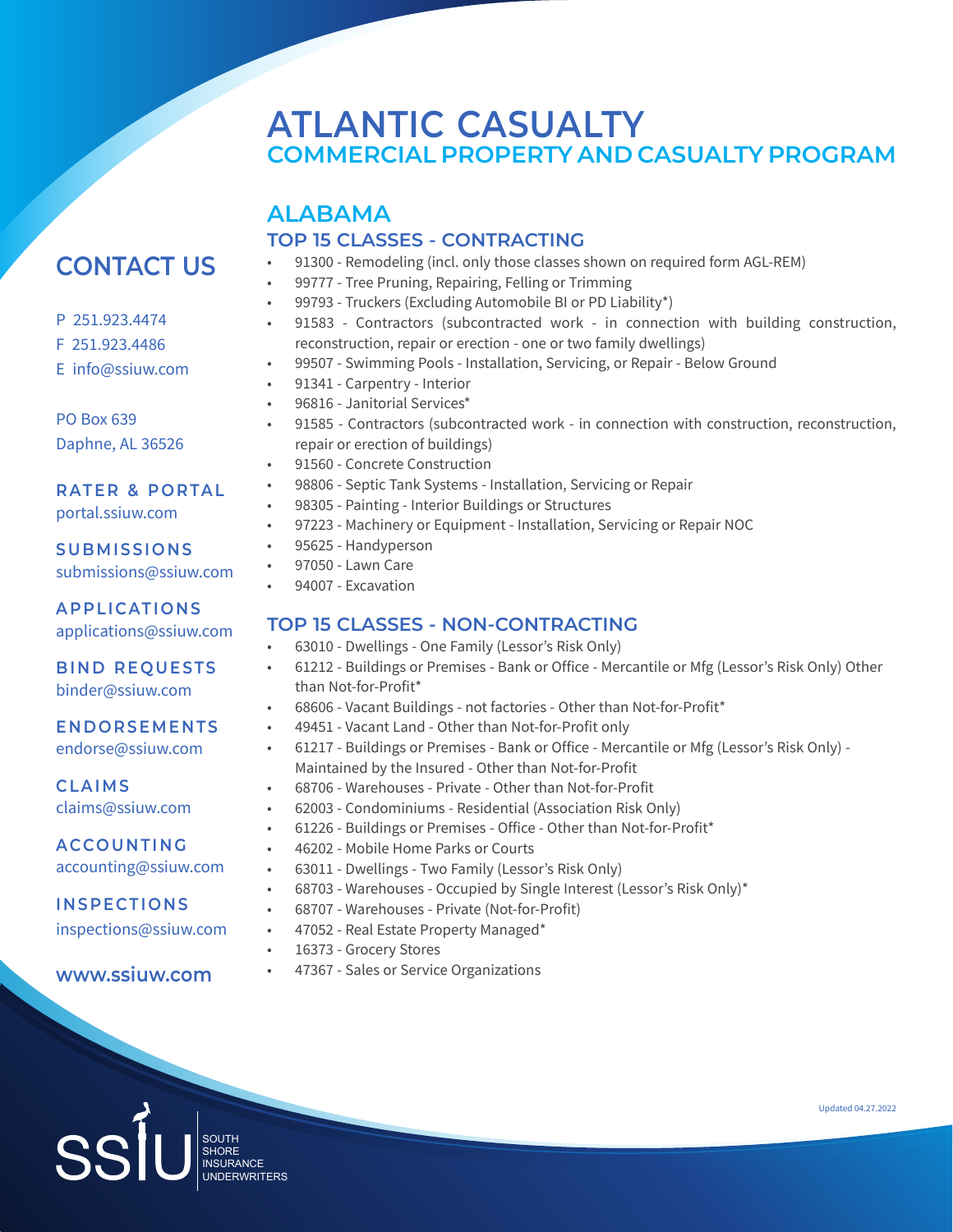# ATLANTIC CASUALTY
## COMMERCIAL PROPERTY AND CASUALTY PROGRAM

## ALABAMA

### TOP 15 CLASSES - CONTRACTING

- 91300 - Remodeling (incl. only those classes shown on required form AGL-REM)
- 99777 - Tree Pruning, Repairing, Felling or Trimming
- 99793 - Truckers (Excluding Automobile BI or PD Liability*)
- 91583 - Contractors (subcontracted work - in connection with building construction, reconstruction, repair or erection - one or two family dwellings)
- 99507 - Swimming Pools - Installation, Servicing, or Repair - Below Ground
- 91341 - Carpentry - Interior
- 96816 - Janitorial Services*
- 91585 - Contractors (subcontracted work - in connection with construction, reconstruction, repair or erection of buildings)
- 91560 - Concrete Construction
- 98806 - Septic Tank Systems - Installation, Servicing or Repair
- 98305 - Painting - Interior Buildings or Structures
- 97223 - Machinery or Equipment - Installation, Servicing or Repair NOC
- 95625 - Handyperson
- 97050 - Lawn Care
- 94007 - Excavation

### TOP 15 CLASSES - NON-CONTRACTING

- 63010 - Dwellings - One Family (Lessor's Risk Only)
- 61212 - Buildings or Premises - Bank or Office - Mercantile or Mfg (Lessor's Risk Only) Other than Not-for-Profit*
- 68606 - Vacant Buildings - not factories - Other than Not-for-Profit*
- 49451 - Vacant Land - Other than Not-for-Profit only
- 61217 - Buildings or Premises - Bank or Office - Mercantile or Mfg (Lessor's Risk Only) - Maintained by the Insured - Other than Not-for-Profit
- 68706 - Warehouses - Private - Other than Not-for-Profit
- 62003 - Condominiums - Residential (Association Risk Only)
- 61226 - Buildings or Premises - Office - Other than Not-for-Profit*
- 46202 - Mobile Home Parks or Courts
- 63011 - Dwellings - Two Family (Lessor's Risk Only)
- 68703 - Warehouses - Occupied by Single Interest (Lessor's Risk Only)*
- 68707 - Warehouses - Private (Not-for-Profit)
- 47052 - Real Estate Property Managed*
- 16373 - Grocery Stores
- 47367 - Sales or Service Organizations

## CONTACT US

P 251.923.4474
F 251.923.4486
E info@ssiuw.com

PO Box 639
Daphne, AL 36526

**RATER & PORTAL**
portal.ssiuw.com

**SUBMISSIONS**
submissions@ssiuw.com

**APPLICATIONS**
applications@ssiuw.com

**BIND REQUESTS**
binder@ssiuw.com

**ENDORSEMENTS**
endorse@ssiuw.com

**CLAIMS**
claims@ssiuw.com

**ACCOUNTING**
accounting@ssiuw.com

**INSPECTIONS**
inspections@ssiuw.com

**www.ssiuw.com**

Updated 04.27.2022

SSIU SOUTH SHORE INSURANCE UNDERWRITERS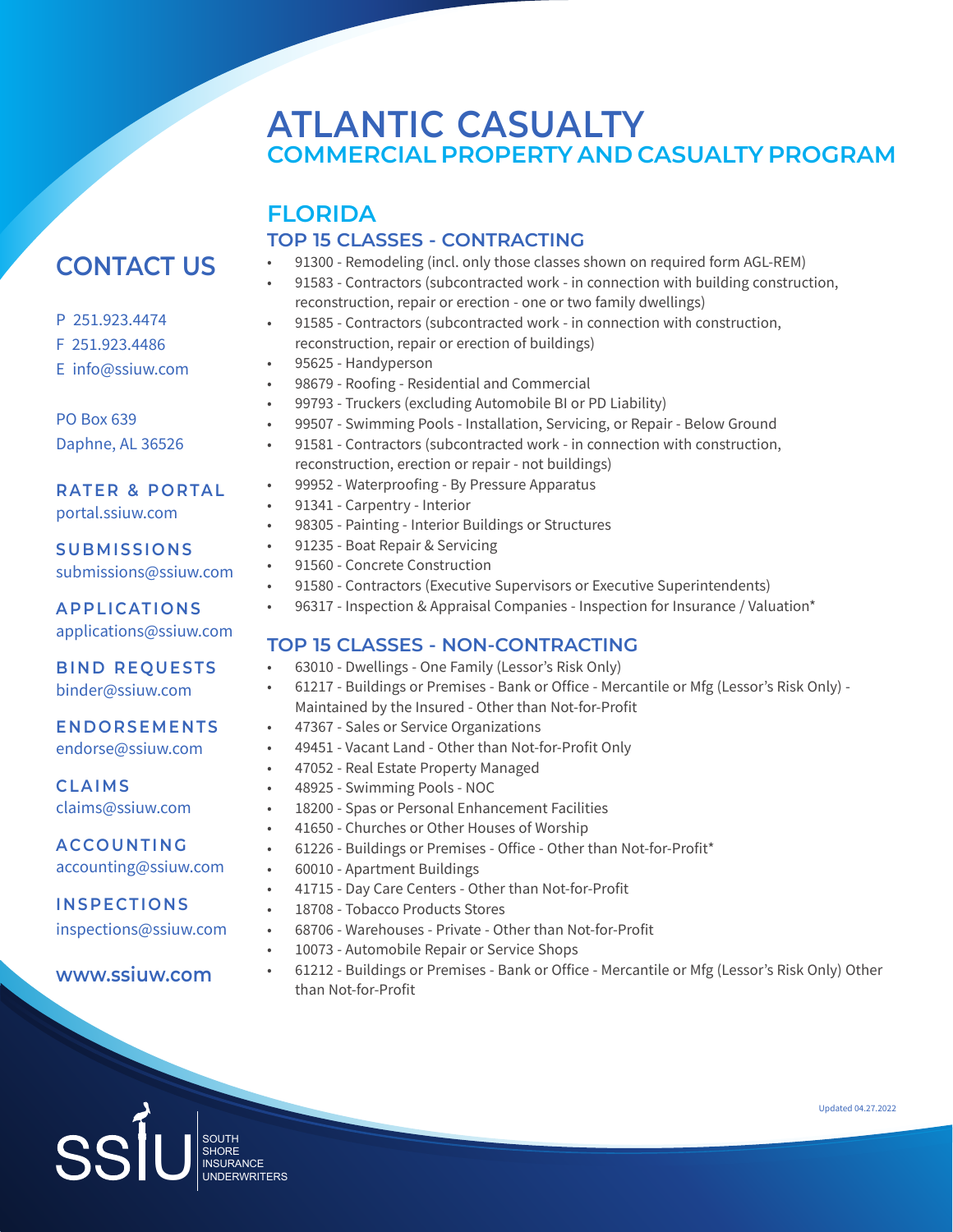# ATLANTIC CASUALTY

## COMMERCIAL PROPERTY AND CASUALTY PROGRAM

## CONTACT US

P 251.923.4474
F 251.923.4486
E info@ssiuw.com

PO Box 639
Daphne, AL 36526

**RATER & PORTAL**
portal.ssiuw.com

**SUBMISSIONS**
submissions@ssiuw.com

**APPLICATIONS**
applications@ssiuw.com

**BIND REQUESTS**
binder@ssiuw.com

**ENDORSEMENTS**
endorse@ssiuw.com

**CLAIMS**
claims@ssiuw.com

**ACCOUNTING**
accounting@ssiuw.com

**INSPECTIONS**
inspections@ssiuw.com

**www.ssiuw.com**

## FLORIDA

### TOP 15 CLASSES - CONTRACTING

- 91300 - Remodeling (incl. only those classes shown on required form AGL-REM)
- 91583 - Contractors (subcontracted work - in connection with building construction, reconstruction, repair or erection - one or two family dwellings)
- 91585 - Contractors (subcontracted work - in connection with construction, reconstruction, repair or erection of buildings)
- 95625 - Handyperson
- 98679 - Roofing - Residential and Commercial
- 99793 - Truckers (excluding Automobile BI or PD Liability)
- 99507 - Swimming Pools - Installation, Servicing, or Repair - Below Ground
- 91581 - Contractors (subcontracted work - in connection with construction, reconstruction, erection or repair - not buildings)
- 99952 - Waterproofing - By Pressure Apparatus
- 91341 - Carpentry - Interior
- 98305 - Painting - Interior Buildings or Structures
- 91235 - Boat Repair & Servicing
- 91560 - Concrete Construction
- 91580 - Contractors (Executive Supervisors or Executive Superintendents)
- 96317 - Inspection & Appraisal Companies - Inspection for Insurance / Valuation*

### TOP 15 CLASSES - NON-CONTRACTING

- 63010 - Dwellings - One Family (Lessor's Risk Only)
- 61217 - Buildings or Premises - Bank or Office - Mercantile or Mfg (Lessor's Risk Only) - Maintained by the Insured - Other than Not-for-Profit
- 47367 - Sales or Service Organizations
- 49451 - Vacant Land - Other than Not-for-Profit Only
- 47052 - Real Estate Property Managed
- 48925 - Swimming Pools - NOC
- 18200 - Spas or Personal Enhancement Facilities
- 41650 - Churches or Other Houses of Worship
- 61226 - Buildings or Premises - Office - Other than Not-for-Profit*
- 60010 - Apartment Buildings
- 41715 - Day Care Centers - Other than Not-for-Profit
- 18708 - Tobacco Products Stores
- 68706 - Warehouses - Private - Other than Not-for-Profit
- 10073 - Automobile Repair or Service Shops
- 61212 - Buildings or Premises - Bank or Office - Mercantile or Mfg (Lessor's Risk Only) Other than Not-for-Profit

Updated 04.27.2022

SSIU SOUTH SHORE INSURANCE UNDERWRITERS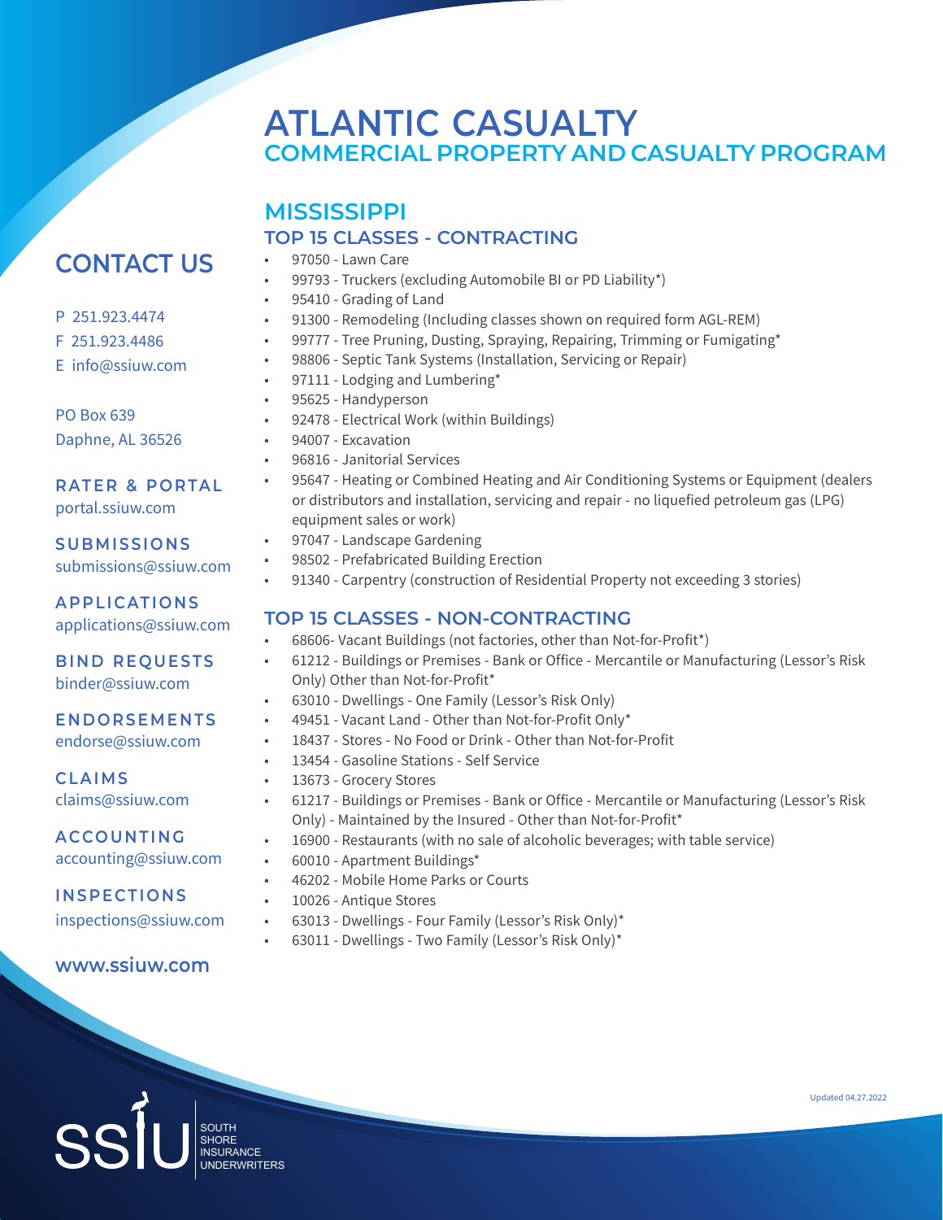# ATLANTIC CASUALTY

## COMMERCIAL PROPERTY AND CASUALTY PROGRAM

## MISSISSIPPI

### TOP 15 CLASSES - CONTRACTING

- 97050 - Lawn Care
- 99793 - Truckers (excluding Automobile BI or PD Liability*)
- 95410 - Grading of Land
- 91300 - Remodeling (Including classes shown on required form AGL-REM)
- 99777 - Tree Pruning, Dusting, Spraying, Repairing, Trimming or Fumigating*
- 98806 - Septic Tank Systems (Installation, Servicing or Repair)
- 97111 - Lodging and Lumbering*
- 95625 - Handyperson
- 92478 - Electrical Work (within Buildings)
- 94007 - Excavation
- 96816 - Janitorial Services
- 95647 - Heating or Combined Heating and Air Conditioning Systems or Equipment (dealers or distributors and installation, servicing and repair - no liquefied petroleum gas (LPG) equipment sales or work)
- 97047 - Landscape Gardening
- 98502 - Prefabricated Building Erection
- 91340 - Carpentry (construction of Residential Property not exceeding 3 stories)

### TOP 15 CLASSES - NON-CONTRACTING

- 68606- Vacant Buildings (not factories, other than Not-for-Profit*)
- 61212 - Buildings or Premises - Bank or Office - Mercantile or Manufacturing (Lessor's Risk Only) Other than Not-for-Profit*
- 63010 - Dwellings - One Family (Lessor's Risk Only)
- 49451 - Vacant Land - Other than Not-for-Profit Only*
- 18437 - Stores - No Food or Drink - Other than Not-for-Profit
- 13454 - Gasoline Stations - Self Service
- 13673 - Grocery Stores
- 61217 - Buildings or Premises - Bank or Office - Mercantile or Manufacturing (Lessor's Risk Only) - Maintained by the Insured - Other than Not-for-Profit*
- 16900 - Restaurants (with no sale of alcoholic beverages; with table service)
- 60010 - Apartment Buildings*
- 46202 - Mobile Home Parks or Courts
- 10026 - Antique Stores
- 63013 - Dwellings - Four Family (Lessor's Risk Only)*
- 63011 - Dwellings - Two Family (Lessor's Risk Only)*

## CONTACT US

P 251.923.4474
F 251.923.4486
E info@ssiuw.com

PO Box 639
Daphne, AL 36526

**RATER & PORTAL**
portal.ssiuw.com

**SUBMISSIONS**
submissions@ssiuw.com

**APPLICATIONS**
applications@ssiuw.com

**BIND REQUESTS**
binder@ssiuw.com

**ENDORSEMENTS**
endorse@ssiuw.com

**CLAIMS**
claims@ssiuw.com

**ACCOUNTING**
accounting@ssiuw.com

**INSPECTIONS**
inspections@ssiuw.com

**www.ssiuw.com**

SSIU SOUTH SHORE INSURANCE UNDERWRITERS

Updated 04.27.2022